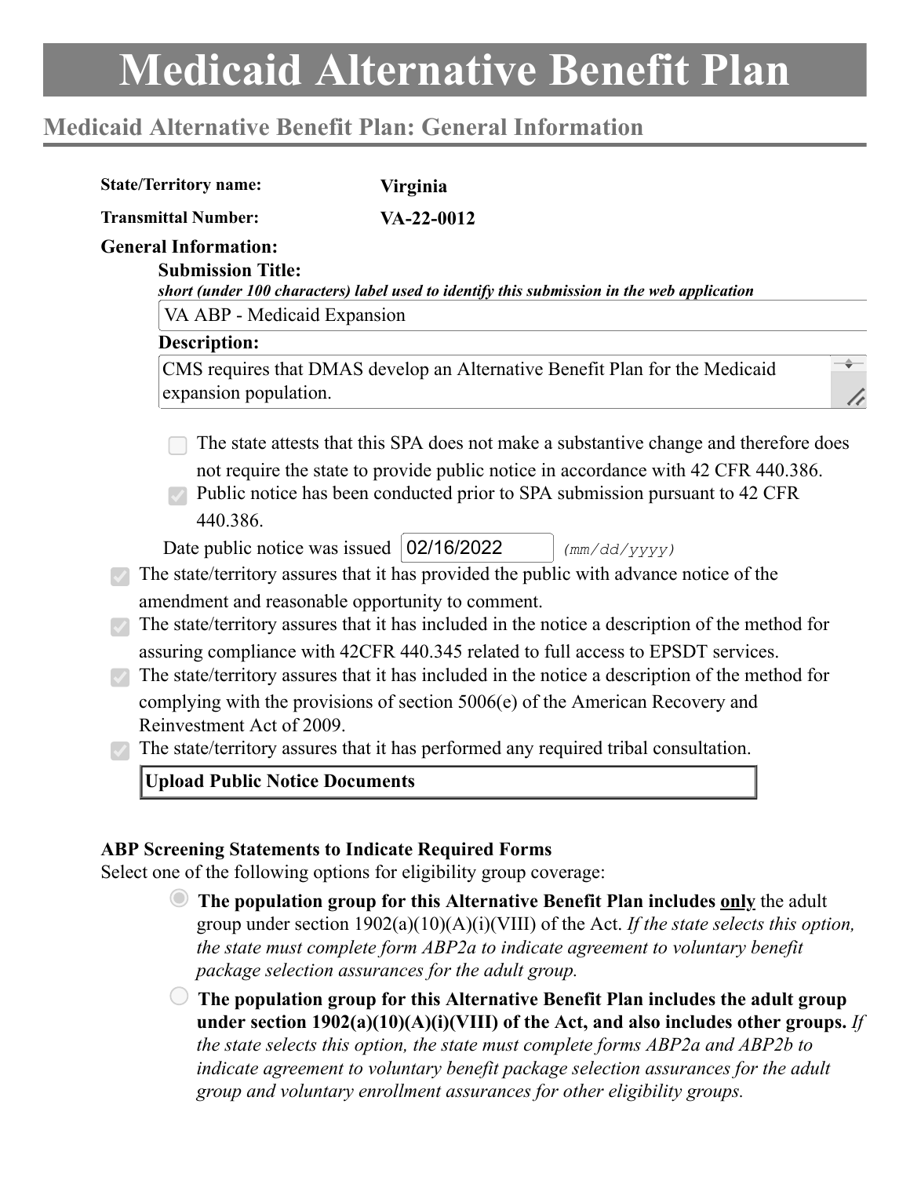# Medicaid Alternative Benefit Plan

## Medicaid Alternative Benefit Plan: General Information

**State/Territory name:** **Virginia**

**Transmittal Number:** **VA-22-0012**

**General Information:**

**Submission Title:**

***short (under 100 characters) label used to identify this submission in the web application***

VA ABP - Medicaid Expansion

**Description:**

CMS requires that DMAS develop an Alternative Benefit Plan for the Medicaid expansion population.

- [ ] The state attests that this SPA does not make a substantive change and therefore does not require the state to provide public notice in accordance with 42 CFR 440.386.
- [x] Public notice has been conducted prior to SPA submission pursuant to 42 CFR 440.386.

Date public notice was issued 02/16/2022 *(mm/dd/yyyy)*

- [x] The state/territory assures that it has provided the public with advance notice of the amendment and reasonable opportunity to comment.
- [x] The state/territory assures that it has included in the notice a description of the method for assuring compliance with 42CFR 440.345 related to full access to EPSDT services.
- [x] The state/territory assures that it has included in the notice a description of the method for complying with the provisions of section 5006(e) of the American Recovery and Reinvestment Act of 2009.
- [x] The state/territory assures that it has performed any required tribal consultation.

**Upload Public Notice Documents**

**ABP Screening Statements to Indicate Required Forms**

Select one of the following options for eligibility group coverage:

- (selected) **The population group for this Alternative Benefit Plan includes only** the adult group under section 1902(a)(10)(A)(i)(VIII) of the Act. *If the state selects this option, the state must complete form ABP2a to indicate agreement to voluntary benefit package selection assurances for the adult group.*
- (not selected) **The population group for this Alternative Benefit Plan includes the adult group under section 1902(a)(10)(A)(i)(VIII) of the Act, and also includes other groups.** *If the state selects this option, the state must complete forms ABP2a and ABP2b to indicate agreement to voluntary benefit package selection assurances for the adult group and voluntary enrollment assurances for other eligibility groups.*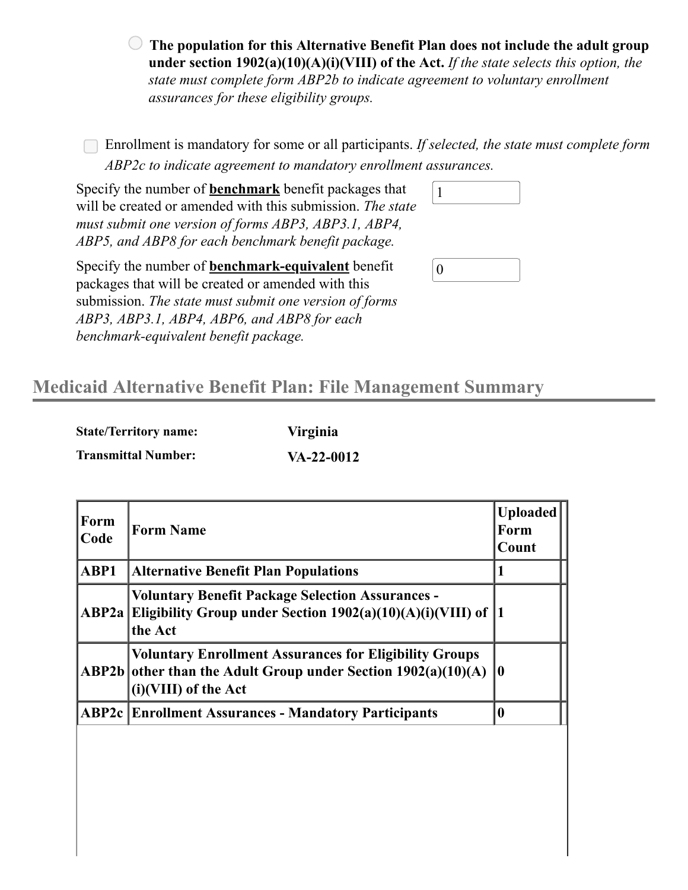○ **The population for this Alternative Benefit Plan does not include the adult group under section 1902(a)(10)(A)(i)(VIII) of the Act.** *If the state selects this option, the state must complete form ABP2b to indicate agreement to voluntary enrollment assurances for these eligibility groups.*

☐ Enrollment is mandatory for some or all participants. *If selected, the state must complete form ABP2c to indicate agreement to mandatory enrollment assurances.*

Specify the number of **benchmark** benefit packages that will be created or amended with this submission. *The state must submit one version of forms ABP3, ABP3.1, ABP4, ABP5, and ABP8 for each benchmark benefit package.*

1

Specify the number of **benchmark-equivalent** benefit packages that will be created or amended with this submission. *The state must submit one version of forms ABP3, ABP3.1, ABP4, ABP6, and ABP8 for each benchmark-equivalent benefit package.*

0

## Medicaid Alternative Benefit Plan: File Management Summary

**State/Territory name:** **Virginia**

**Transmittal Number:** **VA-22-0012**

| Form Code | Form Name | Uploaded Form Count |
|---|---|---|
| ABP1 | Alternative Benefit Plan Populations | 1 |
| ABP2a | Voluntary Benefit Package Selection Assurances - Eligibility Group under Section 1902(a)(10)(A)(i)(VIII) of the Act | 1 |
| ABP2b | Voluntary Enrollment Assurances for Eligibility Groups other than the Adult Group under Section 1902(a)(10)(A)(i)(VIII) of the Act | 0 |
| ABP2c | Enrollment Assurances - Mandatory Participants | 0 |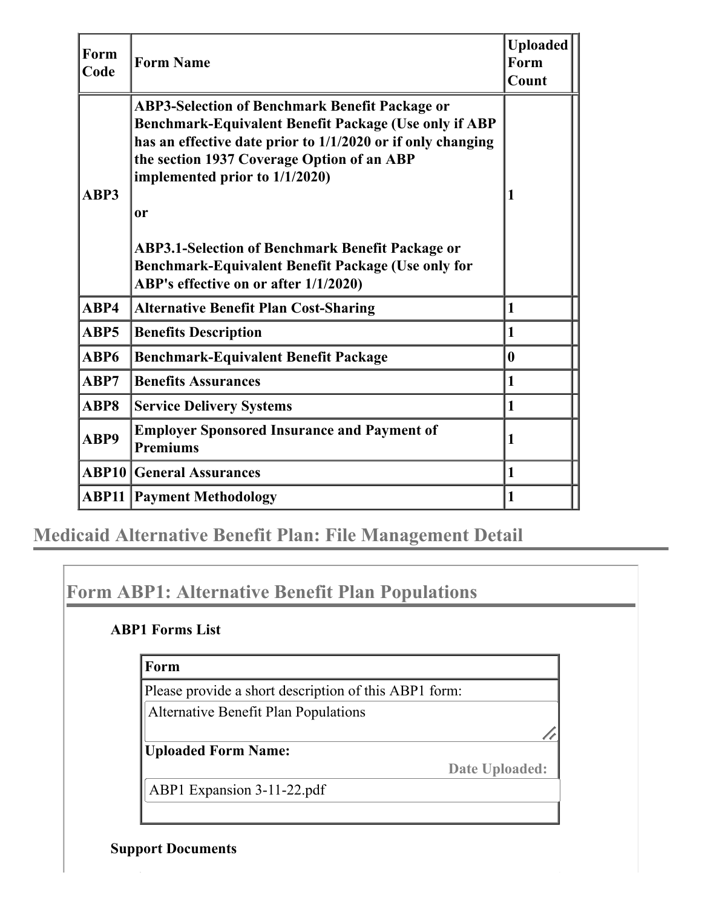| Form Code | Form Name | Uploaded Form Count |
|---|---|---|
| ABP3 | **ABP3-Selection of Benchmark Benefit Package or Benchmark-Equivalent Benefit Package (Use only if ABP has an effective date prior to 1/1/2020 or if only changing the section 1937 Coverage Option of an ABP implemented prior to 1/1/2020)** <br><br> **or** <br><br> **ABP3.1-Selection of Benchmark Benefit Package or Benchmark-Equivalent Benefit Package (Use only for ABP's effective on or after 1/1/2020)** | 1 |
| ABP4 | Alternative Benefit Plan Cost-Sharing | 1 |
| ABP5 | Benefits Description | 1 |
| ABP6 | Benchmark-Equivalent Benefit Package | 0 |
| ABP7 | Benefits Assurances | 1 |
| ABP8 | Service Delivery Systems | 1 |
| ABP9 | Employer Sponsored Insurance and Payment of Premiums | 1 |
| ABP10 | General Assurances | 1 |
| ABP11 | Payment Methodology | 1 |

## Medicaid Alternative Benefit Plan: File Management Detail

### Form ABP1: Alternative Benefit Plan Populations

**ABP1 Forms List**

| Form |
|---|
| Please provide a short description of this ABP1 form: |
| Alternative Benefit Plan Populations |
| **Uploaded Form Name:** Date Uploaded: |
| ABP1 Expansion 3-11-22.pdf |

**Support Documents**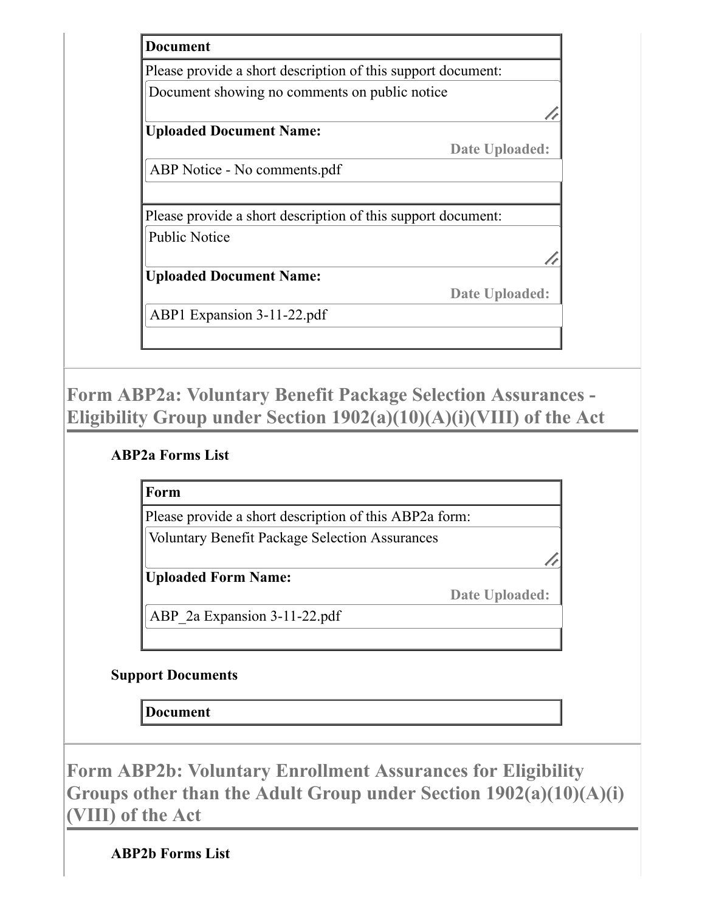| Document |
|---|
| Please provide a short description of this support document: |
| Document showing no comments on public notice |
| **Uploaded Document Name:** **Date Uploaded:** |
| ABP Notice - No comments.pdf |
| Please provide a short description of this support document: |
| Public Notice |
| **Uploaded Document Name:** **Date Uploaded:** |
| ABP1 Expansion 3-11-22.pdf |

## Form ABP2a: Voluntary Benefit Package Selection Assurances - Eligibility Group under Section 1902(a)(10)(A)(i)(VIII) of the Act

**ABP2a Forms List**

| Form |
|---|
| Please provide a short description of this ABP2a form: |
| Voluntary Benefit Package Selection Assurances |
| **Uploaded Form Name:** **Date Uploaded:** |
| ABP_2a Expansion 3-11-22.pdf |

**Support Documents**

| Document |
|---|

## Form ABP2b: Voluntary Enrollment Assurances for Eligibility Groups other than the Adult Group under Section 1902(a)(10)(A)(i)(VIII) of the Act

**ABP2b Forms List**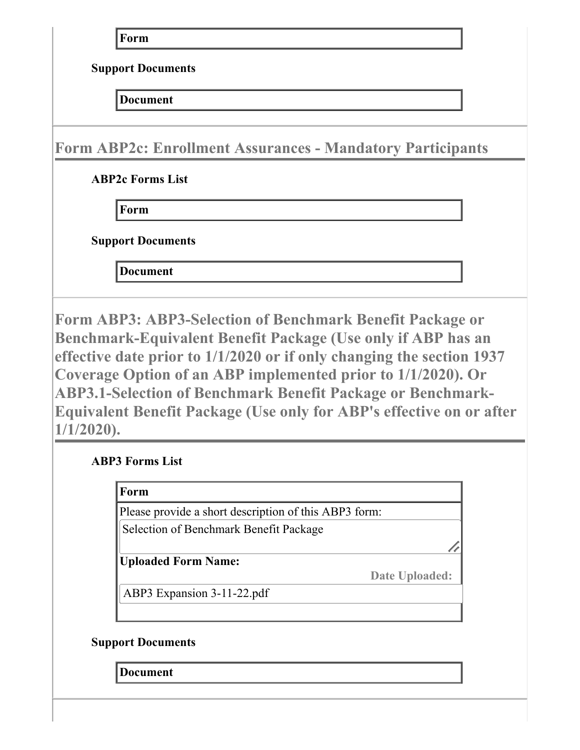| Form |
| --- |

**Support Documents**

| Document |
| --- |

## Form ABP2c: Enrollment Assurances - Mandatory Participants

**ABP2c Forms List**

| Form |
| --- |

**Support Documents**

| Document |
| --- |

## Form ABP3: ABP3-Selection of Benchmark Benefit Package or Benchmark-Equivalent Benefit Package (Use only if ABP has an effective date prior to 1/1/2020 or if only changing the section 1937 Coverage Option of an ABP implemented prior to 1/1/2020). Or ABP3.1-Selection of Benchmark Benefit Package or Benchmark-Equivalent Benefit Package (Use only for ABP's effective on or after 1/1/2020).

**ABP3 Forms List**

| Form |
| --- |
| Please provide a short description of this ABP3 form: |
| Selection of Benchmark Benefit Package |
| **Uploaded Form Name:** **Date Uploaded:** |
| ABP3 Expansion 3-11-22.pdf |

**Support Documents**

| Document |
| --- |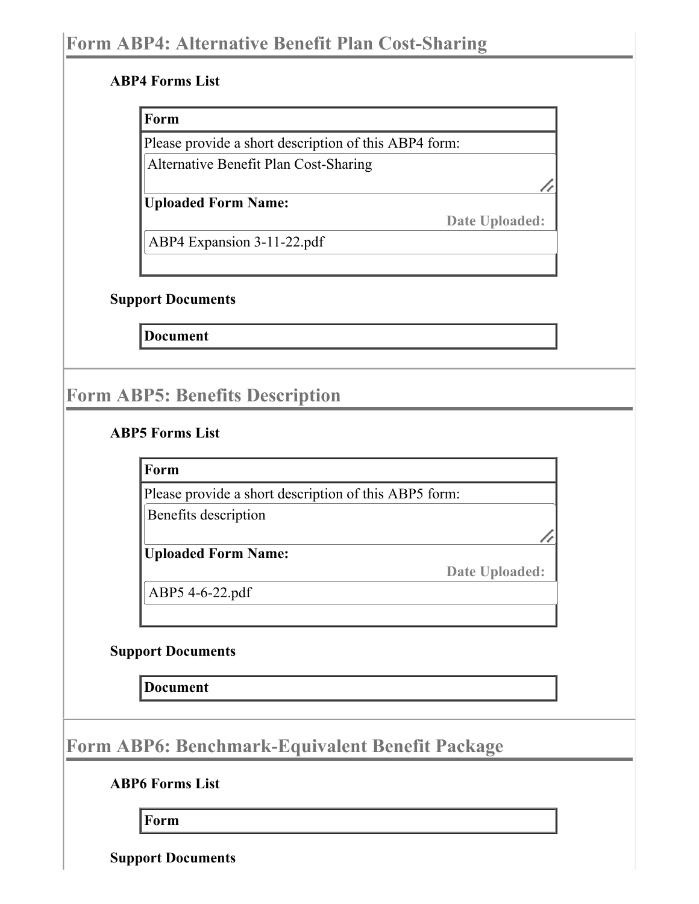## Form ABP4: Alternative Benefit Plan Cost-Sharing

### ABP4 Forms List

| Form |
|---|
| Please provide a short description of this ABP4 form: |
| Alternative Benefit Plan Cost-Sharing |
| **Uploaded Form Name:** Date Uploaded: |
| ABP4 Expansion 3-11-22.pdf |

### Support Documents

| Document |
|---|

## Form ABP5: Benefits Description

### ABP5 Forms List

| Form |
|---|
| Please provide a short description of this ABP5 form: |
| Benefits description |
| **Uploaded Form Name:** Date Uploaded: |
| ABP5 4-6-22.pdf |

### Support Documents

| Document |
|---|

## Form ABP6: Benchmark-Equivalent Benefit Package

### ABP6 Forms List

| Form |
|---|

### Support Documents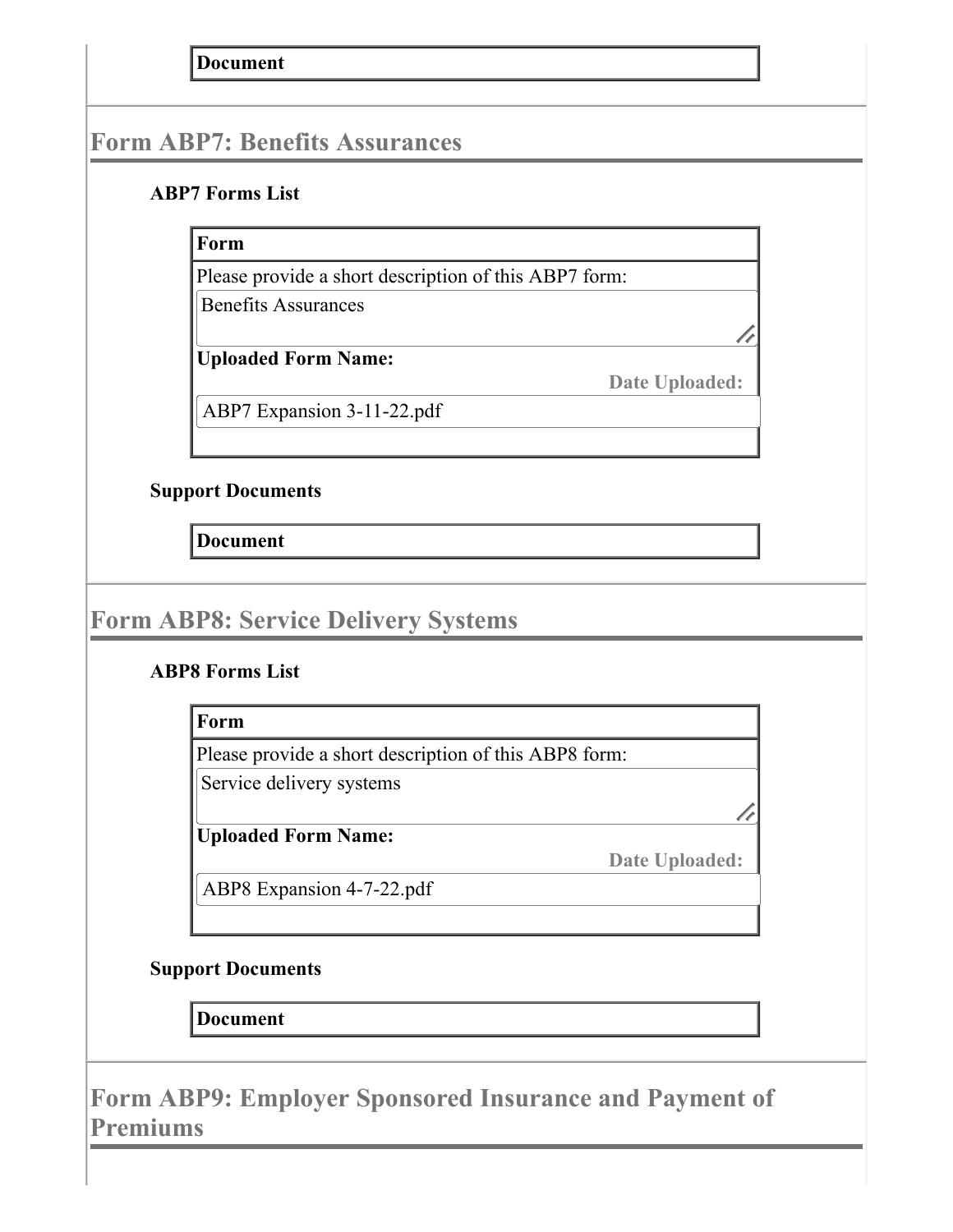| Document |
| --- |

## Form ABP7: Benefits Assurances

**ABP7 Forms List**

| Form |
| --- |
| Please provide a short description of this ABP7 form: |
| Benefits Assurances |
| **Uploaded Form Name:** **Date Uploaded:** |
| ABP7 Expansion 3-11-22.pdf |

**Support Documents**

| Document |
| --- |

## Form ABP8: Service Delivery Systems

**ABP8 Forms List**

| Form |
| --- |
| Please provide a short description of this ABP8 form: |
| Service delivery systems |
| **Uploaded Form Name:** **Date Uploaded:** |
| ABP8 Expansion 4-7-22.pdf |

**Support Documents**

| Document |
| --- |

## Form ABP9: Employer Sponsored Insurance and Payment of Premiums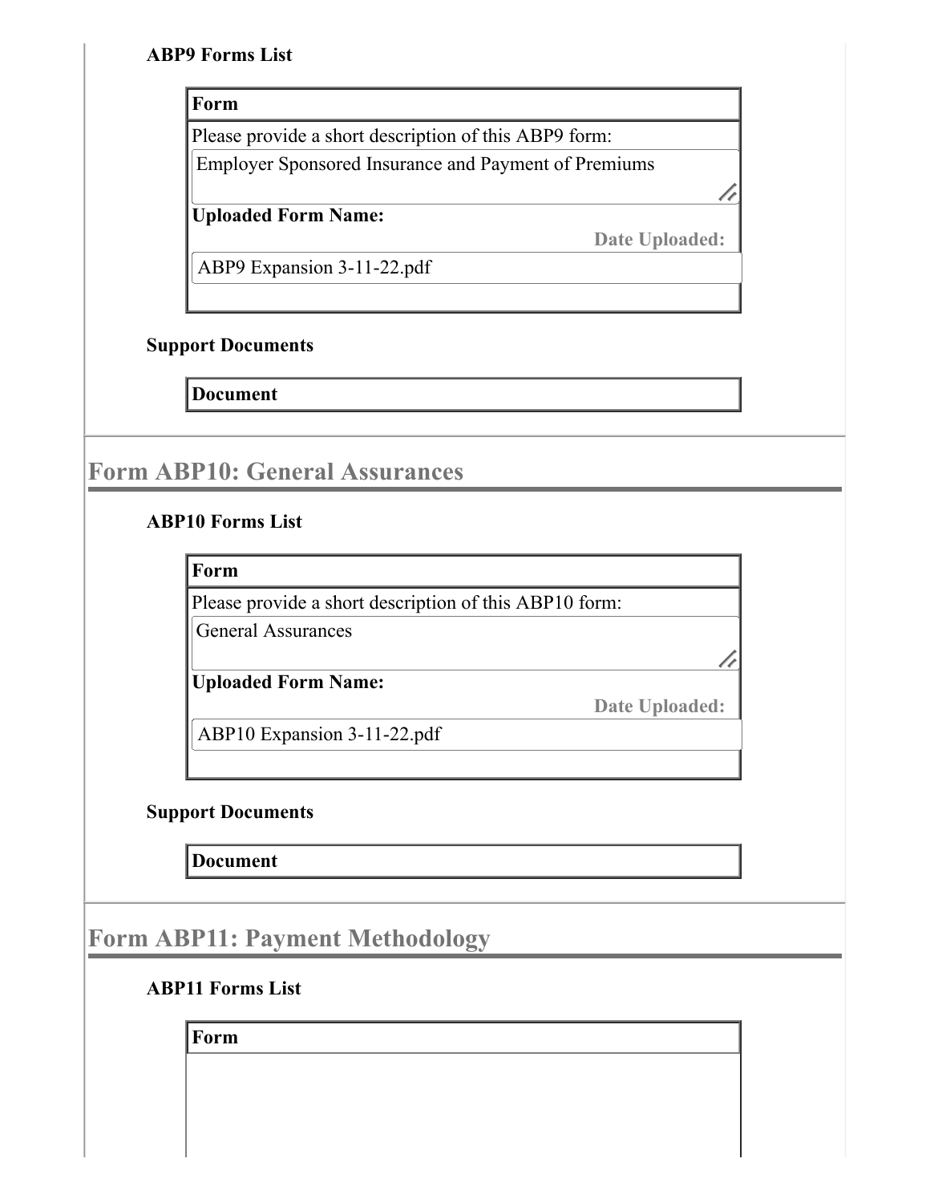**ABP9 Forms List**

| Form |
| --- |
| Please provide a short description of this ABP9 form: |
| Employer Sponsored Insurance and Payment of Premiums |
| **Uploaded Form Name:** |
| **Date Uploaded:** |
| ABP9 Expansion 3-11-22.pdf |

**Support Documents**

| Document |
| --- |

## Form ABP10: General Assurances

**ABP10 Forms List**

| Form |
| --- |
| Please provide a short description of this ABP10 form: |
| General Assurances |
| **Uploaded Form Name:** |
| **Date Uploaded:** |
| ABP10 Expansion 3-11-22.pdf |

**Support Documents**

| Document |
| --- |

## Form ABP11: Payment Methodology

**ABP11 Forms List**

| Form |
| --- |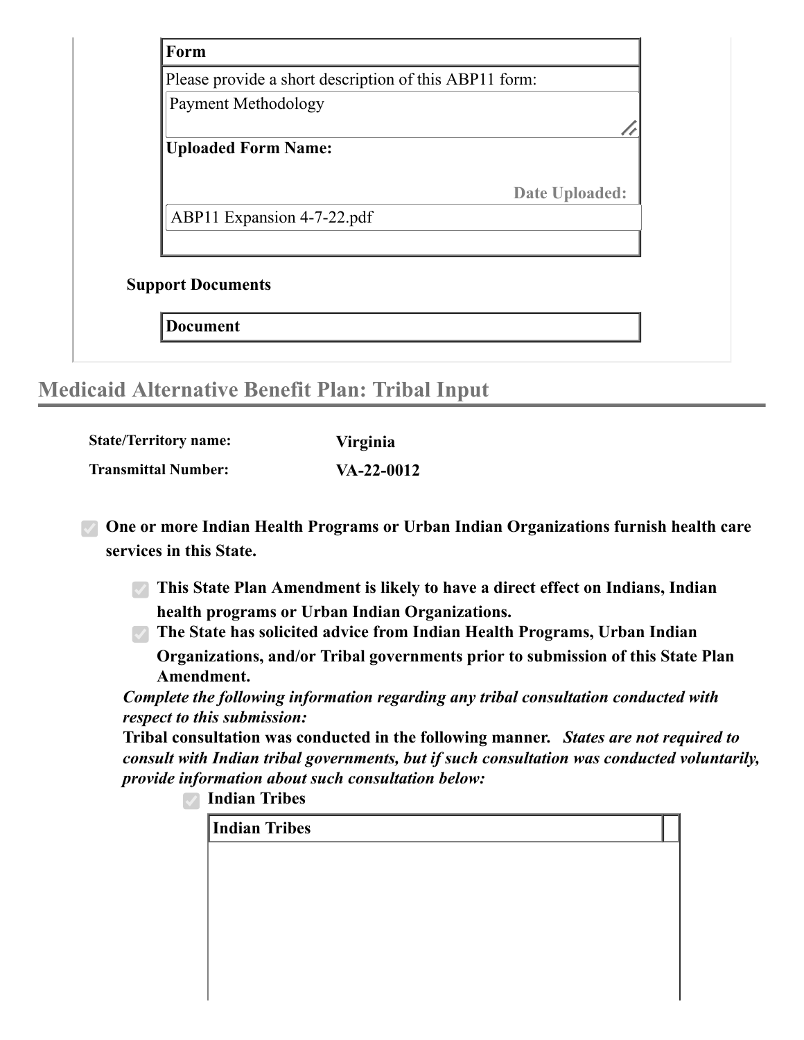| Form |
|---|
| Please provide a short description of this ABP11 form: |
| Payment Methodology |
| **Uploaded Form Name:** |
| **Date Uploaded:** |
| ABP11 Expansion 4-7-22.pdf |

**Support Documents**

| Document |
|---|

## Medicaid Alternative Benefit Plan: Tribal Input

**State/Territory name:** **Virginia**

**Transmittal Number:** **VA-22-0012**

- ☑ **One or more Indian Health Programs or Urban Indian Organizations furnish health care services in this State.**
  - ☑ **This State Plan Amendment is likely to have a direct effect on Indians, Indian health programs or Urban Indian Organizations.**
  - ☑ **The State has solicited advice from Indian Health Programs, Urban Indian Organizations, and/or Tribal governments prior to submission of this State Plan Amendment.**

*Complete the following information regarding any tribal consultation conducted with respect to this submission:*

**Tribal consultation was conducted in the following manner.** ***States are not required to consult with Indian tribal governments, but if such consultation was conducted voluntarily, provide information about such consultation below:***

- ☑ **Indian Tribes**

| Indian Tribes |
|---|
| |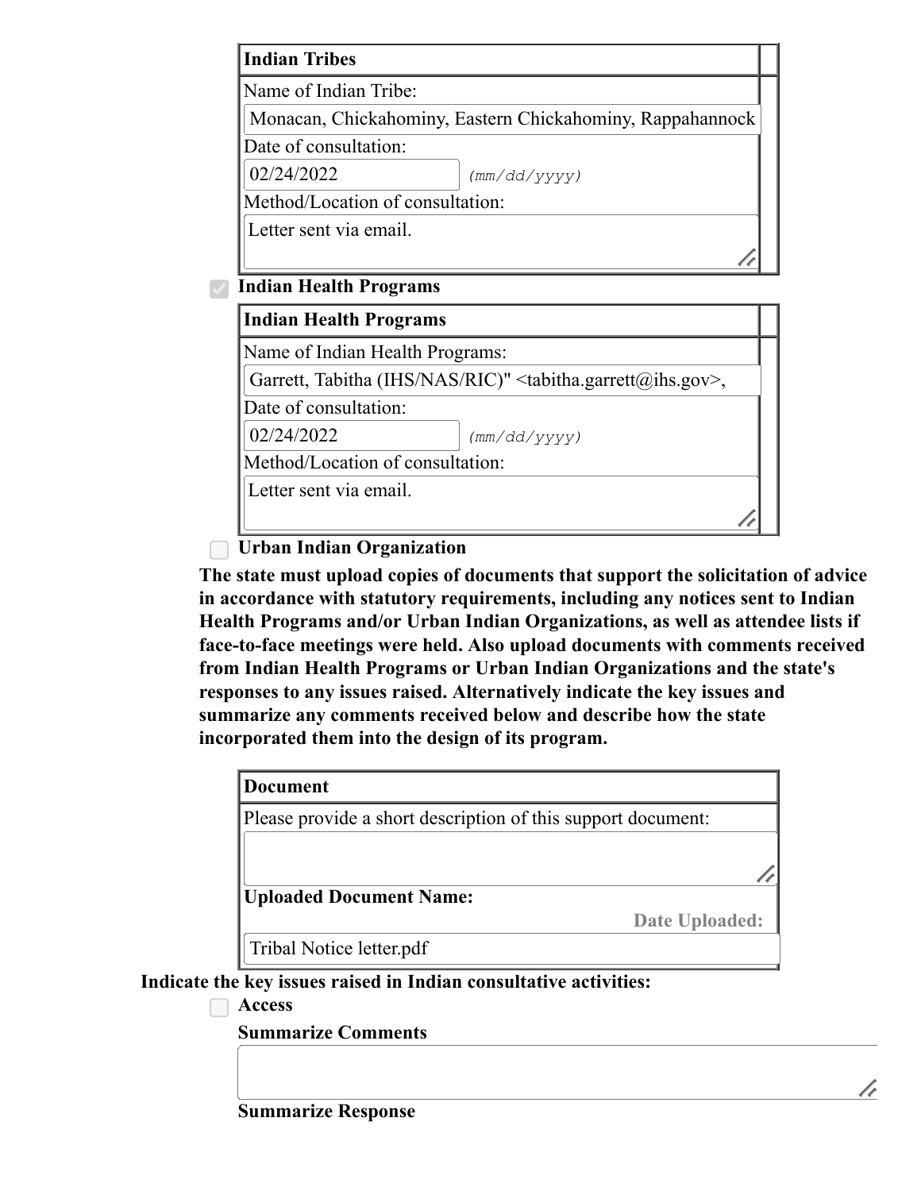| **Indian Tribes** |
|---|
| Name of Indian Tribe: |
| Monacan, Chickahominy, Eastern Chickahominy, Rappahannock |
| Date of consultation: |
| 02/24/2022 *(mm/dd/yyyy)* |
| Method/Location of consultation: |
| Letter sent via email. |

☑ **Indian Health Programs**

| **Indian Health Programs** |
|---|
| Name of Indian Health Programs: |
| Garrett, Tabitha (IHS/NAS/RIC)" <tabitha.garrett@ihs.gov>, |
| Date of consultation: |
| 02/24/2022 *(mm/dd/yyyy)* |
| Method/Location of consultation: |
| Letter sent via email. |

☐ **Urban Indian Organization**

**The state must upload copies of documents that support the solicitation of advice in accordance with statutory requirements, including any notices sent to Indian Health Programs and/or Urban Indian Organizations, as well as attendee lists if face-to-face meetings were held. Also upload documents with comments received from Indian Health Programs or Urban Indian Organizations and the state's responses to any issues raised. Alternatively indicate the key issues and summarize any comments received below and describe how the state incorporated them into the design of its program.**

| **Document** | |
|---|---|
| Please provide a short description of this support document: | |
| | |
| **Uploaded Document Name:** | **Date Uploaded:** |
| Tribal Notice letter.pdf | |

**Indicate the key issues raised in Indian consultative activities:**

☐ **Access**

**Summarize Comments**

**Summarize Response**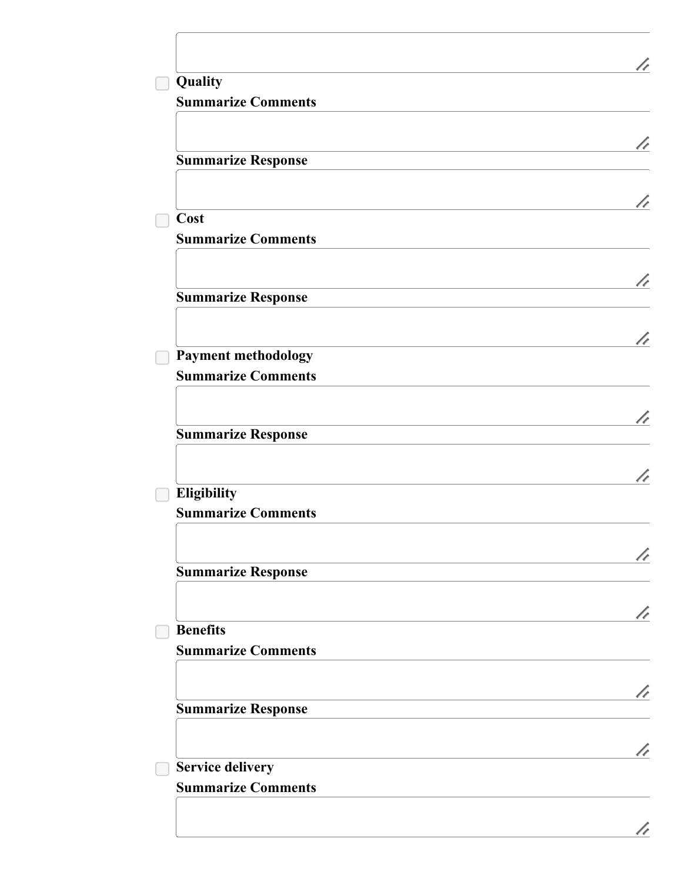- [ ] **Quality**

**Summarize Comments**

**Summarize Response**

- [ ] **Cost**

**Summarize Comments**

**Summarize Response**

- [ ] **Payment methodology**

**Summarize Comments**

**Summarize Response**

- [ ] **Eligibility**

**Summarize Comments**

**Summarize Response**

- [ ] **Benefits**

**Summarize Comments**

**Summarize Response**

- [ ] **Service delivery**

**Summarize Comments**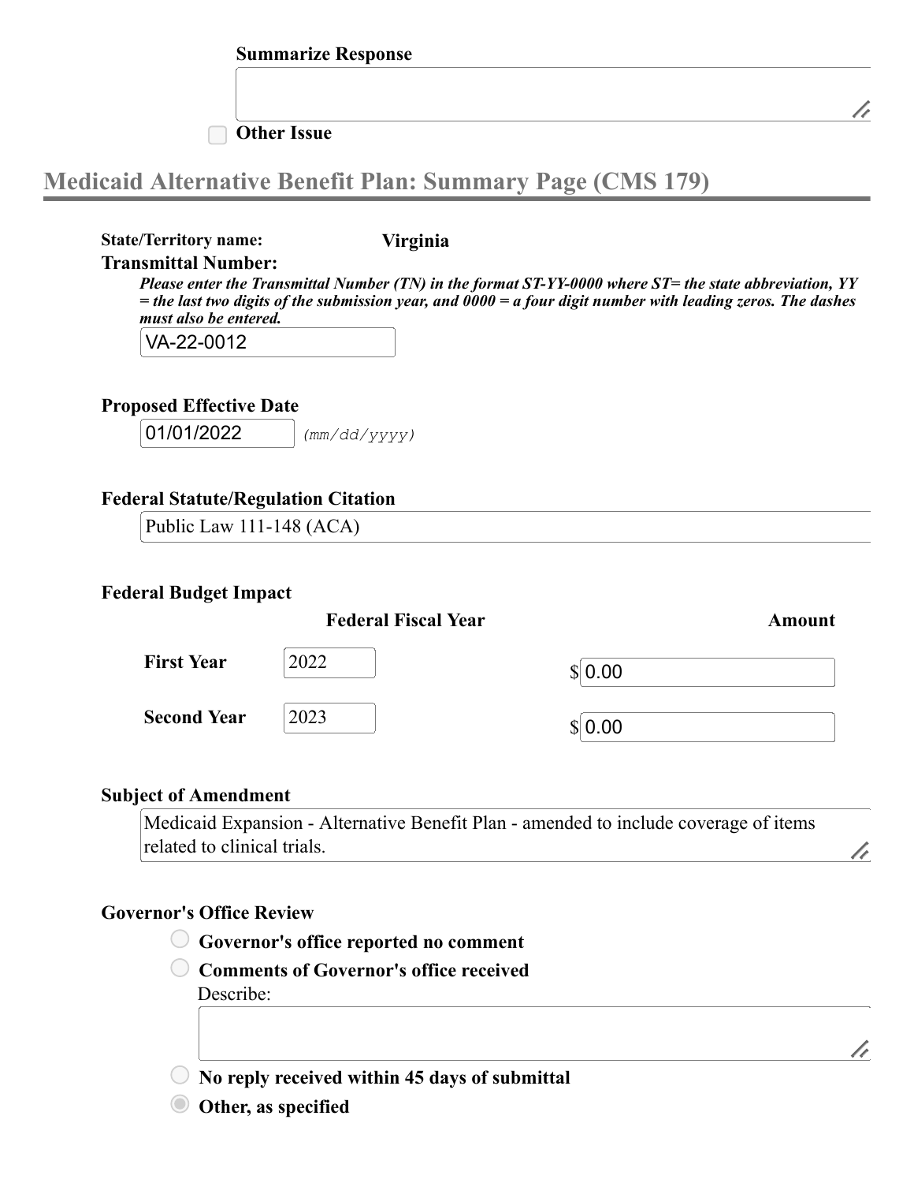**Summarize Response**

[ ]

☐ **Other Issue**

## Medicaid Alternative Benefit Plan: Summary Page (CMS 179)

**State/Territory name:** **Virginia**

**Transmittal Number:**

*Please enter the Transmittal Number (TN) in the format ST-YY-0000 where ST= the state abbreviation, YY = the last two digits of the submission year, and 0000 = a four digit number with leading zeros. The dashes must also be entered.*

VA-22-0012

**Proposed Effective Date**

01/01/2022 *(mm/dd/yyyy)*

**Federal Statute/Regulation Citation**

Public Law 111-148 (ACA)

**Federal Budget Impact**

| | Federal Fiscal Year | Amount |
|---|---|---|
| **First Year** | 2022 | $ 0.00 |
| **Second Year** | 2023 | $ 0.00 |

**Subject of Amendment**

Medicaid Expansion - Alternative Benefit Plan - amended to include coverage of items related to clinical trials.

**Governor's Office Review**

- ○ **Governor's office reported no comment**
- ○ **Comments of Governor's office received**
  Describe:
  [ ]
- ○ **No reply received within 45 days of submittal**
- ◉ **Other, as specified**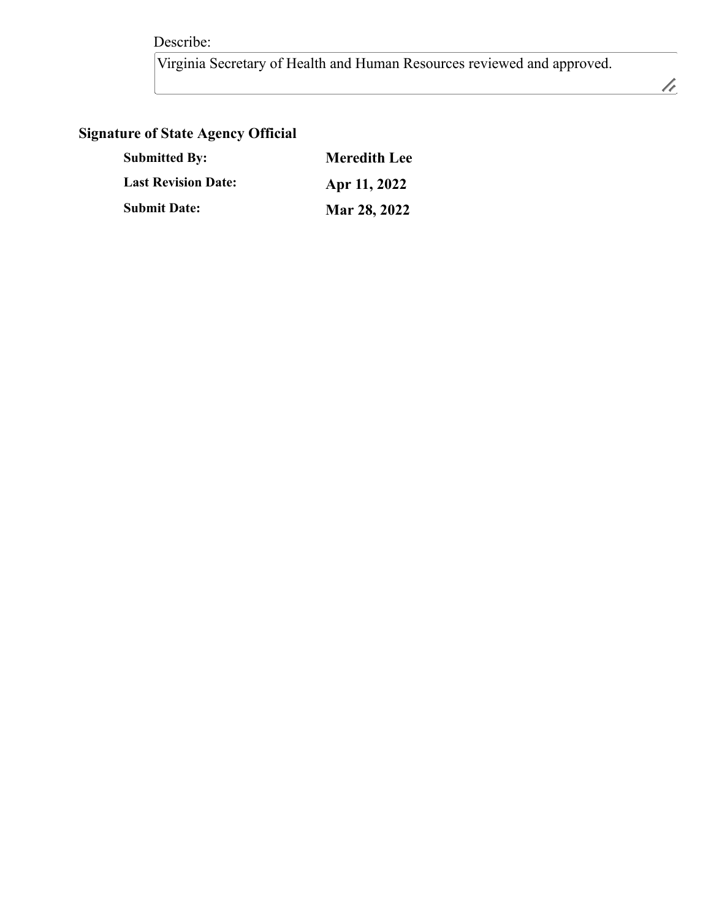Describe:

Virginia Secretary of Health and Human Resources reviewed and approved.

## Signature of State Agency Official

| | |
|---|---|
| **Submitted By:** | **Meredith Lee** |
| **Last Revision Date:** | **Apr 11, 2022** |
| **Submit Date:** | **Mar 28, 2022** |